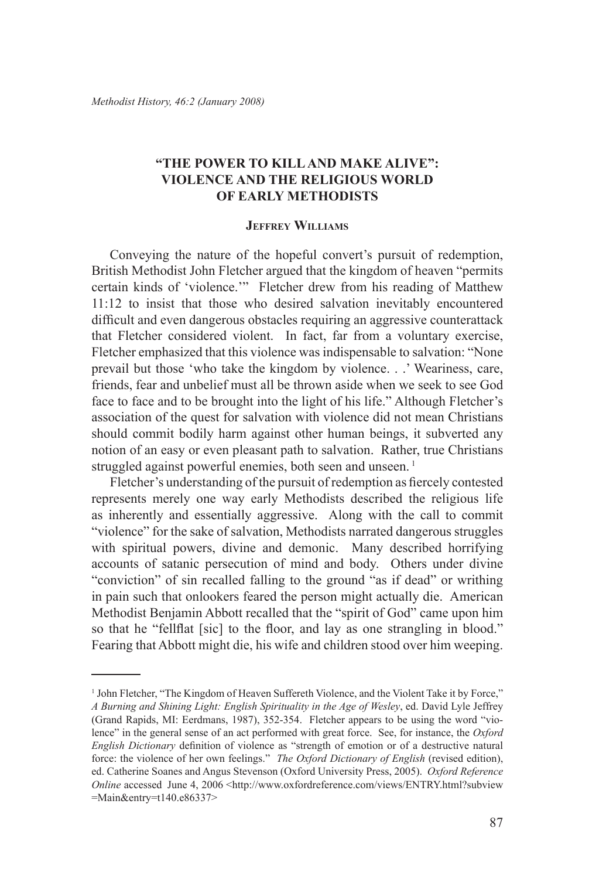# "THE POWER TO KILL AND MAKE ALIVE": VIOLENCE AND THE RELIGIOUS WORLD OF EARLY METHODISTS

### Jeffrey Williams

Conveying the nature of the hopeful convert's pursuit of redemption, British Methodist John Fletcher argued that the kingdom of heaven "permits certain kinds of 'violence.'" Fletcher drew from his reading of Matthew 11:12 to insist that those who desired salvation inevitably encountered difficult and even dangerous obstacles requiring an aggressive counterattack that Fletcher considered violent. In fact, far from a voluntary exercise, Fletcher emphasized that this violence was indispensable to salvation: "None prevail but those 'who take the kingdom by violence. . .' Weariness, care, friends, fear and unbelief must all be thrown aside when we seek to see God face to face and to be brought into the light of his life." Although Fletcher's association of the quest for salvation with violence did not mean Christians should commit bodily harm against other human beings, it subverted any notion of an easy or even pleasant path to salvation. Rather, true Christians struggled against powerful enemies, both seen and unseen. [1]

Fletcher's understanding of the pursuit of redemption as fiercely contested represents merely one way early Methodists described the religious life as inherently and essentially aggressive. Along with the call to commit "violence" for the sake of salvation, Methodists narrated dangerous struggles with spiritual powers, divine and demonic. Many described horrifying accounts of satanic persecution of mind and body. Others under divine "conviction" of sin recalled falling to the ground "as if dead" or writhing in pain such that onlookers feared the person might actually die. American Methodist Benjamin Abbott recalled that the "spirit of God" came upon him so that he "fellflat [sic] to the floor, and lay as one strangling in blood." Fearing that Abbott might die, his wife and children stood over him weeping.

---

[1] John Fletcher, "The Kingdom of Heaven Suffereth Violence, and the Violent Take it by Force," *A Burning and Shining Light: English Spirituality in the Age of Wesley*, ed. David Lyle Jeffrey (Grand Rapids, MI: Eerdmans, 1987), 352-354. Fletcher appears to be using the word "violence" in the general sense of an act performed with great force. See, for instance, the *Oxford English Dictionary* definition of violence as "strength of emotion or of a destructive natural force: the violence of her own feelings." *The Oxford Dictionary of English* (revised edition), ed. Catherine Soanes and Angus Stevenson (Oxford University Press, 2005). *Oxford Reference Online* accessed June 4, 2006 <http://www.oxfordreference.com/views/ENTRY.html?subview=Main&entry=t140.e86337>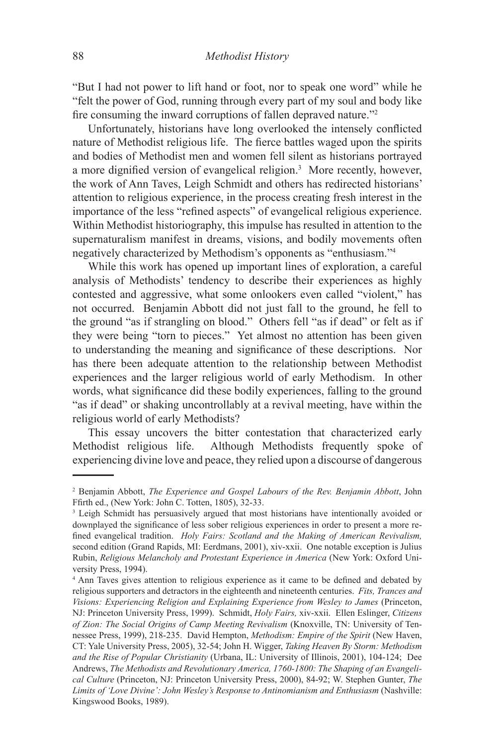"But I had not power to lift hand or foot, nor to speak one word" while he "felt the power of God, running through every part of my soul and body like fire consuming the inward corruptions of fallen depraved nature."[2]

Unfortunately, historians have long overlooked the intensely conflicted nature of Methodist religious life. The fierce battles waged upon the spirits and bodies of Methodist men and women fell silent as historians portrayed a more dignified version of evangelical religion.[3] More recently, however, the work of Ann Taves, Leigh Schmidt and others has redirected historians' attention to religious experience, in the process creating fresh interest in the importance of the less "refined aspects" of evangelical religious experience. Within Methodist historiography, this impulse has resulted in attention to the supernaturalism manifest in dreams, visions, and bodily movements often negatively characterized by Methodism's opponents as "enthusiasm."[4]

While this work has opened up important lines of exploration, a careful analysis of Methodists' tendency to describe their experiences as highly contested and aggressive, what some onlookers even called "violent," has not occurred. Benjamin Abbott did not just fall to the ground, he fell to the ground "as if strangling on blood." Others fell "as if dead" or felt as if they were being "torn to pieces." Yet almost no attention has been given to understanding the meaning and significance of these descriptions. Nor has there been adequate attention to the relationship between Methodist experiences and the larger religious world of early Methodism. In other words, what significance did these bodily experiences, falling to the ground "as if dead" or shaking uncontrollably at a revival meeting, have within the religious world of early Methodists?

This essay uncovers the bitter contestation that characterized early Methodist religious life. Although Methodists frequently spoke of experiencing divine love and peace, they relied upon a discourse of dangerous

---

[2] Benjamin Abbott, *The Experience and Gospel Labours of the Rev. Benjamin Abbott*, John Ffirth ed., (New York: John C. Totten, 1805), 32-33.

[3] Leigh Schmidt has persuasively argued that most historians have intentionally avoided or downplayed the significance of less sober religious experiences in order to present a more refined evangelical tradition. *Holy Fairs: Scotland and the Making of American Revivalism,* second edition (Grand Rapids, MI: Eerdmans, 2001), xiv-xxii. One notable exception is Julius Rubin, *Religious Melancholy and Protestant Experience in America* (New York: Oxford University Press, 1994).

[4] Ann Taves gives attention to religious experience as it came to be defined and debated by religious supporters and detractors in the eighteenth and nineteenth centuries. *Fits, Trances and Visions: Experiencing Religion and Explaining Experience from Wesley to James* (Princeton, NJ: Princeton University Press, 1999). Schmidt, *Holy Fairs,* xiv-xxii. Ellen Eslinger, *Citizens of Zion: The Social Origins of Camp Meeting Revivalism* (Knoxville, TN: University of Tennessee Press, 1999), 218-235. David Hempton, *Methodism: Empire of the Spirit* (New Haven, CT: Yale University Press, 2005), 32-54; John H. Wigger, *Taking Heaven By Storm: Methodism and the Rise of Popular Christianity* (Urbana, IL: University of Illinois, 2001), 104-124; Dee Andrews, *The Methodists and Revolutionary America, 1760-1800: The Shaping of an Evangelical Culture* (Princeton, NJ: Princeton University Press, 2000), 84-92; W. Stephen Gunter, *The Limits of 'Love Divine': John Wesley's Response to Antinomianism and Enthusiasm* (Nashville: Kingswood Books, 1989).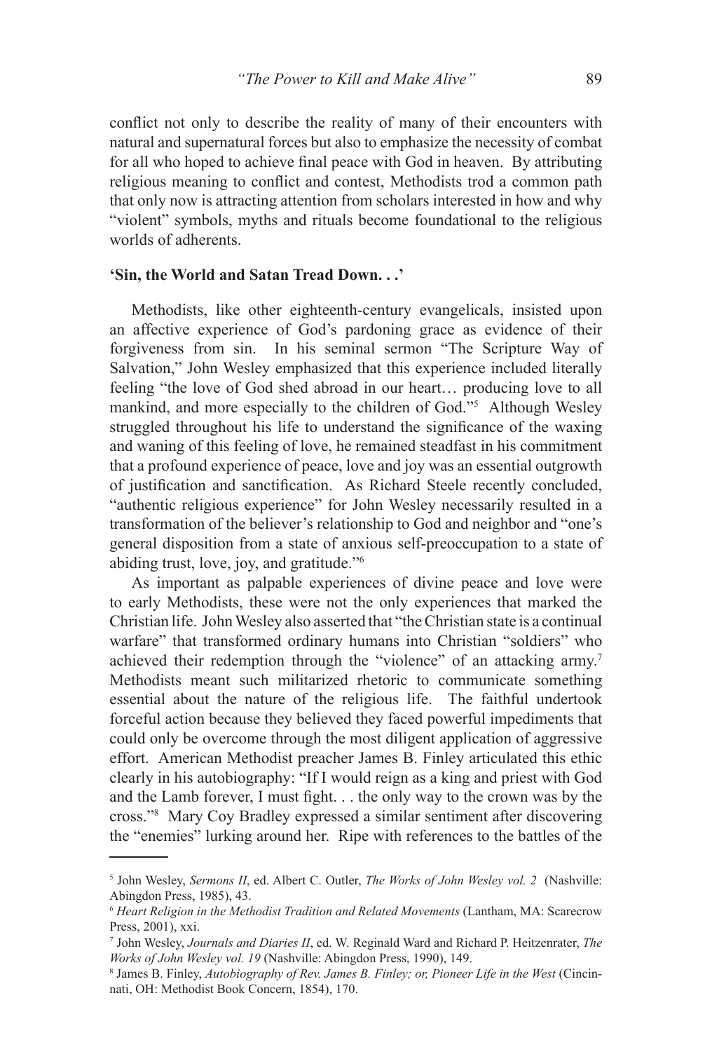conflict not only to describe the reality of many of their encounters with natural and supernatural forces but also to emphasize the necessity of combat for all who hoped to achieve final peace with God in heaven. By attributing religious meaning to conflict and contest, Methodists trod a common path that only now is attracting attention from scholars interested in how and why "violent" symbols, myths and rituals become foundational to the religious worlds of adherents.

## 'Sin, the World and Satan Tread Down. . .'

Methodists, like other eighteenth-century evangelicals, insisted upon an affective experience of God's pardoning grace as evidence of their forgiveness from sin. In his seminal sermon "The Scripture Way of Salvation," John Wesley emphasized that this experience included literally feeling "the love of God shed abroad in our heart… producing love to all mankind, and more especially to the children of God."[5] Although Wesley struggled throughout his life to understand the significance of the waxing and waning of this feeling of love, he remained steadfast in his commitment that a profound experience of peace, love and joy was an essential outgrowth of justification and sanctification. As Richard Steele recently concluded, "authentic religious experience" for John Wesley necessarily resulted in a transformation of the believer's relationship to God and neighbor and "one's general disposition from a state of anxious self-preoccupation to a state of abiding trust, love, joy, and gratitude."[6]

As important as palpable experiences of divine peace and love were to early Methodists, these were not the only experiences that marked the Christian life. John Wesley also asserted that "the Christian state is a continual warfare" that transformed ordinary humans into Christian "soldiers" who achieved their redemption through the "violence" of an attacking army.[7] Methodists meant such militarized rhetoric to communicate something essential about the nature of the religious life. The faithful undertook forceful action because they believed they faced powerful impediments that could only be overcome through the most diligent application of aggressive effort. American Methodist preacher James B. Finley articulated this ethic clearly in his autobiography: "If I would reign as a king and priest with God and the Lamb forever, I must fight. . . the only way to the crown was by the cross."[8] Mary Coy Bradley expressed a similar sentiment after discovering the "enemies" lurking around her. Ripe with references to the battles of the

---

[5] John Wesley, *Sermons II*, ed. Albert C. Outler, *The Works of John Wesley vol. 2* (Nashville: Abingdon Press, 1985), 43.

[6] *Heart Religion in the Methodist Tradition and Related Movements* (Lantham, MA: Scarecrow Press, 2001), xxi.

[7] John Wesley, *Journals and Diaries II*, ed. W. Reginald Ward and Richard P. Heitzenrater, *The Works of John Wesley vol. 19* (Nashville: Abingdon Press, 1990), 149.

[8] James B. Finley, *Autobiography of Rev. James B. Finley; or, Pioneer Life in the West* (Cincinnati, OH: Methodist Book Concern, 1854), 170.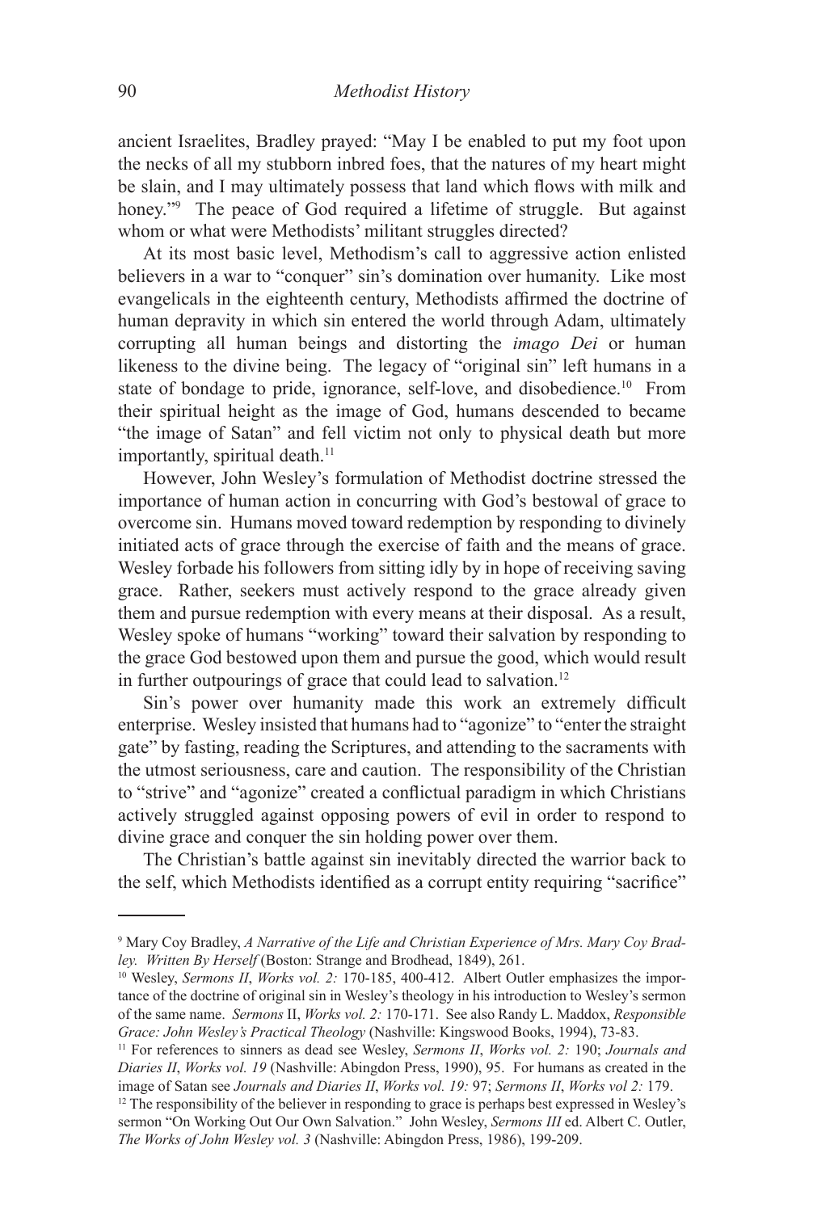ancient Israelites, Bradley prayed: "May I be enabled to put my foot upon the necks of all my stubborn inbred foes, that the natures of my heart might be slain, and I may ultimately possess that land which flows with milk and honey."[9] The peace of God required a lifetime of struggle. But against whom or what were Methodists' militant struggles directed?

At its most basic level, Methodism's call to aggressive action enlisted believers in a war to "conquer" sin's domination over humanity. Like most evangelicals in the eighteenth century, Methodists affirmed the doctrine of human depravity in which sin entered the world through Adam, ultimately corrupting all human beings and distorting the *imago Dei* or human likeness to the divine being. The legacy of "original sin" left humans in a state of bondage to pride, ignorance, self-love, and disobedience.[10] From their spiritual height as the image of God, humans descended to became "the image of Satan" and fell victim not only to physical death but more importantly, spiritual death.[11]

However, John Wesley's formulation of Methodist doctrine stressed the importance of human action in concurring with God's bestowal of grace to overcome sin. Humans moved toward redemption by responding to divinely initiated acts of grace through the exercise of faith and the means of grace. Wesley forbade his followers from sitting idly by in hope of receiving saving grace. Rather, seekers must actively respond to the grace already given them and pursue redemption with every means at their disposal. As a result, Wesley spoke of humans "working" toward their salvation by responding to the grace God bestowed upon them and pursue the good, which would result in further outpourings of grace that could lead to salvation.[12]

Sin's power over humanity made this work an extremely difficult enterprise. Wesley insisted that humans had to "agonize" to "enter the straight gate" by fasting, reading the Scriptures, and attending to the sacraments with the utmost seriousness, care and caution. The responsibility of the Christian to "strive" and "agonize" created a conflictual paradigm in which Christians actively struggled against opposing powers of evil in order to respond to divine grace and conquer the sin holding power over them.

The Christian's battle against sin inevitably directed the warrior back to the self, which Methodists identified as a corrupt entity requiring "sacrifice"

---

[9] Mary Coy Bradley, *A Narrative of the Life and Christian Experience of Mrs. Mary Coy Bradley. Written By Herself* (Boston: Strange and Brodhead, 1849), 261.

[10] Wesley, *Sermons II*, *Works vol. 2:* 170-185, 400-412. Albert Outler emphasizes the importance of the doctrine of original sin in Wesley's theology in his introduction to Wesley's sermon of the same name. *Sermons* II, *Works vol. 2:* 170-171. See also Randy L. Maddox, *Responsible Grace: John Wesley's Practical Theology* (Nashville: Kingswood Books, 1994), 73-83.

[11] For references to sinners as dead see Wesley, *Sermons II*, *Works vol. 2:* 190; *Journals and Diaries II*, *Works vol. 19* (Nashville: Abingdon Press, 1990), 95. For humans as created in the image of Satan see *Journals and Diaries II*, *Works vol. 19:* 97; *Sermons II*, *Works vol 2:* 179.

[12] The responsibility of the believer in responding to grace is perhaps best expressed in Wesley's sermon "On Working Out Our Own Salvation." John Wesley, *Sermons III* ed. Albert C. Outler, *The Works of John Wesley vol. 3* (Nashville: Abingdon Press, 1986), 199-209.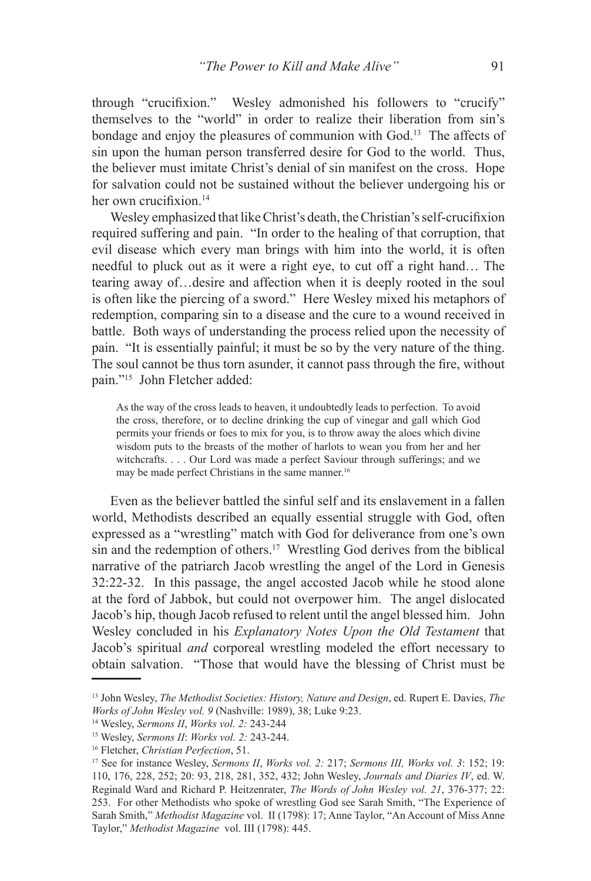through "crucifixion." Wesley admonished his followers to "crucify" themselves to the "world" in order to realize their liberation from sin's bondage and enjoy the pleasures of communion with God.[13] The affects of sin upon the human person transferred desire for God to the world. Thus, the believer must imitate Christ's denial of sin manifest on the cross. Hope for salvation could not be sustained without the believer undergoing his or her own crucifixion.[14]

Wesley emphasized that like Christ's death, the Christian's self-crucifixion required suffering and pain. "In order to the healing of that corruption, that evil disease which every man brings with him into the world, it is often needful to pluck out as it were a right eye, to cut off a right hand… The tearing away of…desire and affection when it is deeply rooted in the soul is often like the piercing of a sword." Here Wesley mixed his metaphors of redemption, comparing sin to a disease and the cure to a wound received in battle. Both ways of understanding the process relied upon the necessity of pain. "It is essentially painful; it must be so by the very nature of the thing. The soul cannot be thus torn asunder, it cannot pass through the fire, without pain."[15] John Fletcher added:

> As the way of the cross leads to heaven, it undoubtedly leads to perfection. To avoid the cross, therefore, or to decline drinking the cup of vinegar and gall which God permits your friends or foes to mix for you, is to throw away the aloes which divine wisdom puts to the breasts of the mother of harlots to wean you from her and her witchcrafts. . . . Our Lord was made a perfect Saviour through sufferings; and we may be made perfect Christians in the same manner.[16]

Even as the believer battled the sinful self and its enslavement in a fallen world, Methodists described an equally essential struggle with God, often expressed as a "wrestling" match with God for deliverance from one's own sin and the redemption of others.[17] Wrestling God derives from the biblical narrative of the patriarch Jacob wrestling the angel of the Lord in Genesis 32:22-32. In this passage, the angel accosted Jacob while he stood alone at the ford of Jabbok, but could not overpower him. The angel dislocated Jacob's hip, though Jacob refused to relent until the angel blessed him. John Wesley concluded in his *Explanatory Notes Upon the Old Testament* that Jacob's spiritual *and* corporeal wrestling modeled the effort necessary to obtain salvation. "Those that would have the blessing of Christ must be

---

[13] John Wesley, *The Methodist Societies: History, Nature and Design*, ed. Rupert E. Davies, *The Works of John Wesley vol. 9* (Nashville: 1989), 38; Luke 9:23.

[14] Wesley, *Sermons II*, *Works vol. 2:* 243-244

[15] Wesley, *Sermons II*: *Works vol. 2:* 243-244.

[16] Fletcher, *Christian Perfection*, 51.

[17] See for instance Wesley, *Sermons II*, *Works vol. 2:* 217; *Sermons III, Works vol. 3*: 152; 19: 110, 176, 228, 252; 20: 93, 218, 281, 352, 432; John Wesley, *Journals and Diaries IV*, ed. W. Reginald Ward and Richard P. Heitzenrater, *The Words of John Wesley vol. 21*, 376-377; 22: 253. For other Methodists who spoke of wrestling God see Sarah Smith, "The Experience of Sarah Smith," *Methodist Magazine* vol. II (1798): 17; Anne Taylor, "An Account of Miss Anne Taylor," *Methodist Magazine* vol. III (1798): 445.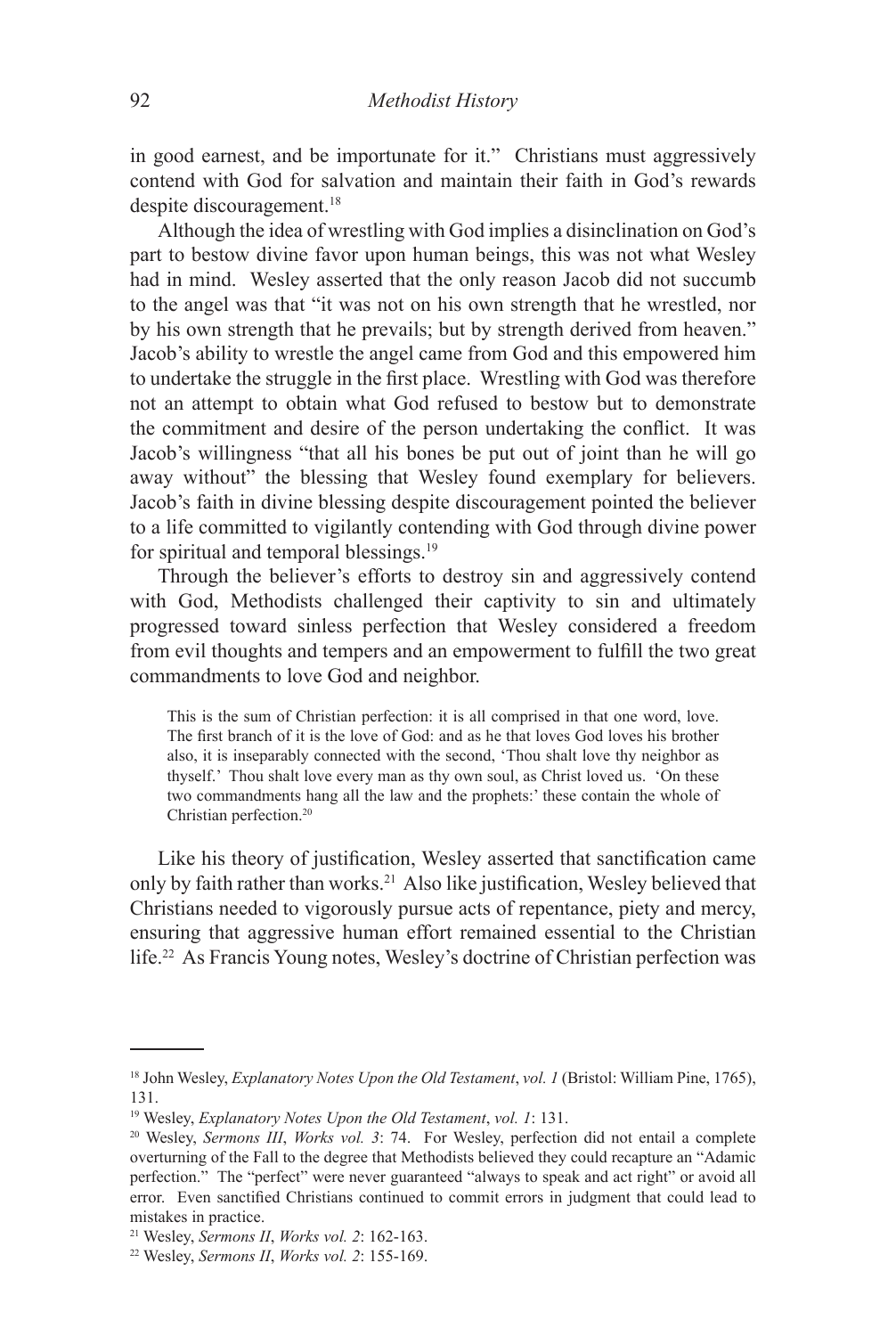in good earnest, and be importunate for it." Christians must aggressively contend with God for salvation and maintain their faith in God's rewards despite discouragement.[18]

Although the idea of wrestling with God implies a disinclination on God's part to bestow divine favor upon human beings, this was not what Wesley had in mind. Wesley asserted that the only reason Jacob did not succumb to the angel was that "it was not on his own strength that he wrestled, nor by his own strength that he prevails; but by strength derived from heaven." Jacob's ability to wrestle the angel came from God and this empowered him to undertake the struggle in the first place. Wrestling with God was therefore not an attempt to obtain what God refused to bestow but to demonstrate the commitment and desire of the person undertaking the conflict. It was Jacob's willingness "that all his bones be put out of joint than he will go away without" the blessing that Wesley found exemplary for believers. Jacob's faith in divine blessing despite discouragement pointed the believer to a life committed to vigilantly contending with God through divine power for spiritual and temporal blessings.[19]

Through the believer's efforts to destroy sin and aggressively contend with God, Methodists challenged their captivity to sin and ultimately progressed toward sinless perfection that Wesley considered a freedom from evil thoughts and tempers and an empowerment to fulfill the two great commandments to love God and neighbor.

> This is the sum of Christian perfection: it is all comprised in that one word, love. The first branch of it is the love of God: and as he that loves God loves his brother also, it is inseparably connected with the second, 'Thou shalt love thy neighbor as thyself.' Thou shalt love every man as thy own soul, as Christ loved us. 'On these two commandments hang all the law and the prophets:' these contain the whole of Christian perfection.[20]

Like his theory of justification, Wesley asserted that sanctification came only by faith rather than works.[21] Also like justification, Wesley believed that Christians needed to vigorously pursue acts of repentance, piety and mercy, ensuring that aggressive human effort remained essential to the Christian life.[22] As Francis Young notes, Wesley's doctrine of Christian perfection was

---

[18] John Wesley, *Explanatory Notes Upon the Old Testament*, *vol. 1* (Bristol: William Pine, 1765), 131.

[19] Wesley, *Explanatory Notes Upon the Old Testament*, *vol. 1*: 131.

[20] Wesley, *Sermons III*, *Works vol. 3*: 74. For Wesley, perfection did not entail a complete overturning of the Fall to the degree that Methodists believed they could recapture an "Adamic perfection." The "perfect" were never guaranteed "always to speak and act right" or avoid all error. Even sanctified Christians continued to commit errors in judgment that could lead to mistakes in practice.

[21] Wesley, *Sermons II*, *Works vol. 2*: 162-163.

[22] Wesley, *Sermons II*, *Works vol. 2*: 155-169.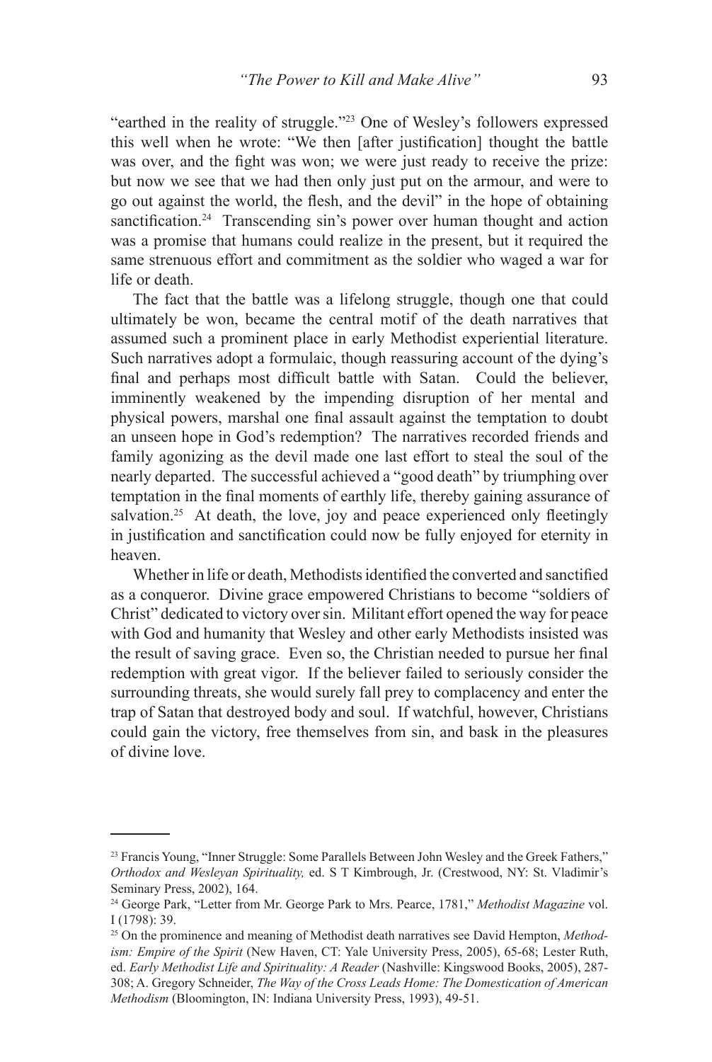"earthed in the reality of struggle."[23] One of Wesley's followers expressed this well when he wrote: "We then [after justification] thought the battle was over, and the fight was won; we were just ready to receive the prize: but now we see that we had then only just put on the armour, and were to go out against the world, the flesh, and the devil" in the hope of obtaining sanctification.[24] Transcending sin's power over human thought and action was a promise that humans could realize in the present, but it required the same strenuous effort and commitment as the soldier who waged a war for life or death.

The fact that the battle was a lifelong struggle, though one that could ultimately be won, became the central motif of the death narratives that assumed such a prominent place in early Methodist experiential literature. Such narratives adopt a formulaic, though reassuring account of the dying's final and perhaps most difficult battle with Satan. Could the believer, imminently weakened by the impending disruption of her mental and physical powers, marshal one final assault against the temptation to doubt an unseen hope in God's redemption? The narratives recorded friends and family agonizing as the devil made one last effort to steal the soul of the nearly departed. The successful achieved a "good death" by triumphing over temptation in the final moments of earthly life, thereby gaining assurance of salvation.[25] At death, the love, joy and peace experienced only fleetingly in justification and sanctification could now be fully enjoyed for eternity in heaven.

Whether in life or death, Methodists identified the converted and sanctified as a conqueror. Divine grace empowered Christians to become "soldiers of Christ" dedicated to victory over sin. Militant effort opened the way for peace with God and humanity that Wesley and other early Methodists insisted was the result of saving grace. Even so, the Christian needed to pursue her final redemption with great vigor. If the believer failed to seriously consider the surrounding threats, she would surely fall prey to complacency and enter the trap of Satan that destroyed body and soul. If watchful, however, Christians could gain the victory, free themselves from sin, and bask in the pleasures of divine love.

---

[23] Francis Young, "Inner Struggle: Some Parallels Between John Wesley and the Greek Fathers," *Orthodox and Wesleyan Spirituality,* ed. S T Kimbrough, Jr. (Crestwood, NY: St. Vladimir's Seminary Press, 2002), 164.

[24] George Park, "Letter from Mr. George Park to Mrs. Pearce, 1781," *Methodist Magazine* vol. I (1798): 39.

[25] On the prominence and meaning of Methodist death narratives see David Hempton, *Methodism: Empire of the Spirit* (New Haven, CT: Yale University Press, 2005), 65-68; Lester Ruth, ed. *Early Methodist Life and Spirituality: A Reader* (Nashville: Kingswood Books, 2005), 287-308; A. Gregory Schneider, *The Way of the Cross Leads Home: The Domestication of American Methodism* (Bloomington, IN: Indiana University Press, 1993), 49-51.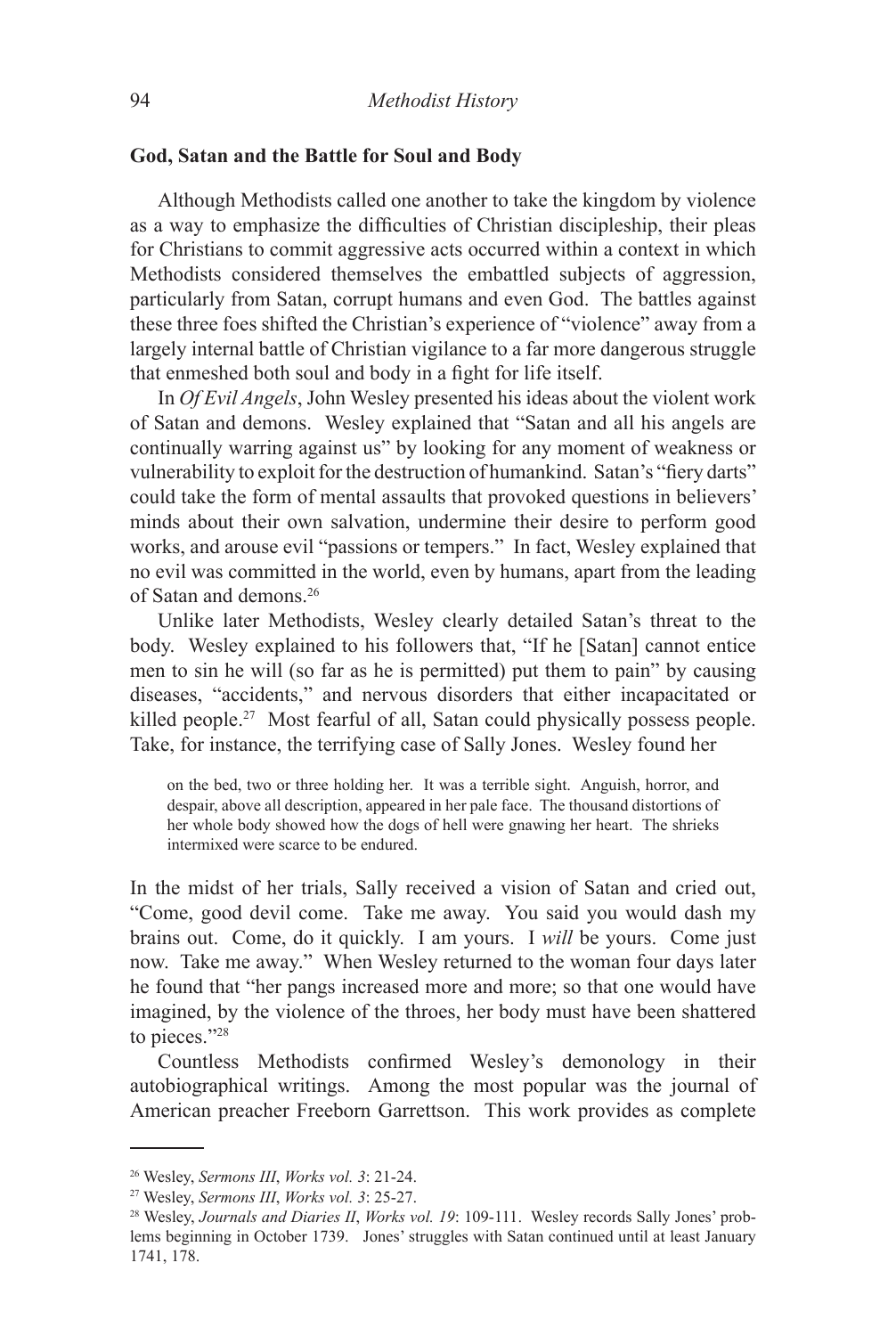## God, Satan and the Battle for Soul and Body

Although Methodists called one another to take the kingdom by violence as a way to emphasize the difficulties of Christian discipleship, their pleas for Christians to commit aggressive acts occurred within a context in which Methodists considered themselves the embattled subjects of aggression, particularly from Satan, corrupt humans and even God. The battles against these three foes shifted the Christian's experience of "violence" away from a largely internal battle of Christian vigilance to a far more dangerous struggle that enmeshed both soul and body in a fight for life itself.

In *Of Evil Angels*, John Wesley presented his ideas about the violent work of Satan and demons. Wesley explained that "Satan and all his angels are continually warring against us" by looking for any moment of weakness or vulnerability to exploit for the destruction of humankind. Satan's "fiery darts" could take the form of mental assaults that provoked questions in believers' minds about their own salvation, undermine their desire to perform good works, and arouse evil "passions or tempers." In fact, Wesley explained that no evil was committed in the world, even by humans, apart from the leading of Satan and demons.[26]

Unlike later Methodists, Wesley clearly detailed Satan's threat to the body. Wesley explained to his followers that, "If he [Satan] cannot entice men to sin he will (so far as he is permitted) put them to pain" by causing diseases, "accidents," and nervous disorders that either incapacitated or killed people.[27] Most fearful of all, Satan could physically possess people. Take, for instance, the terrifying case of Sally Jones. Wesley found her

> on the bed, two or three holding her. It was a terrible sight. Anguish, horror, and despair, above all description, appeared in her pale face. The thousand distortions of her whole body showed how the dogs of hell were gnawing her heart. The shrieks intermixed were scarce to be endured.

In the midst of her trials, Sally received a vision of Satan and cried out, "Come, good devil come. Take me away. You said you would dash my brains out. Come, do it quickly. I am yours. I *will* be yours. Come just now. Take me away." When Wesley returned to the woman four days later he found that "her pangs increased more and more; so that one would have imagined, by the violence of the throes, her body must have been shattered to pieces."[28]

Countless Methodists confirmed Wesley's demonology in their autobiographical writings. Among the most popular was the journal of American preacher Freeborn Garrettson. This work provides as complete

---

[26] Wesley, *Sermons III*, *Works vol. 3*: 21-24.

[27] Wesley, *Sermons III*, *Works vol. 3*: 25-27.

[28] Wesley, *Journals and Diaries II*, *Works vol. 19*: 109-111. Wesley records Sally Jones' problems beginning in October 1739. Jones' struggles with Satan continued until at least January 1741, 178.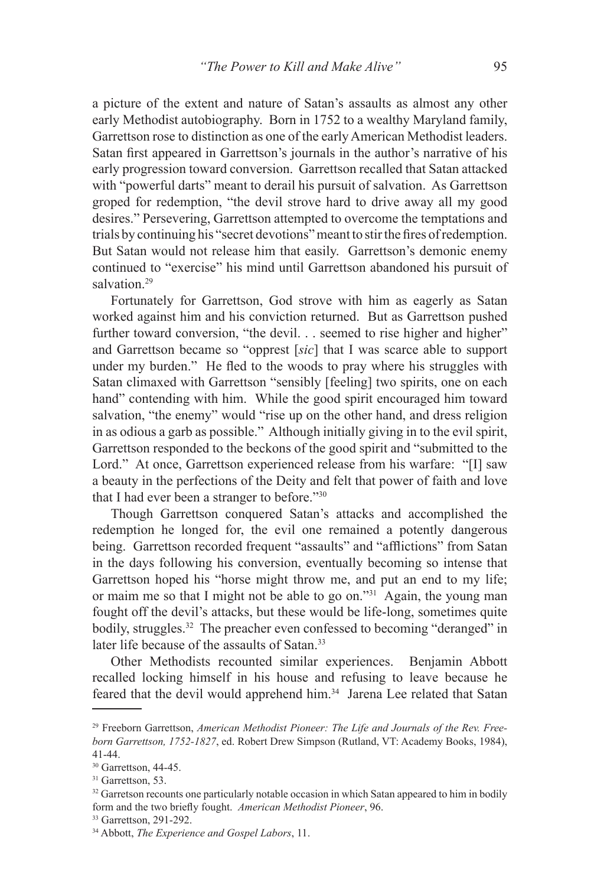a picture of the extent and nature of Satan's assaults as almost any other early Methodist autobiography. Born in 1752 to a wealthy Maryland family, Garrettson rose to distinction as one of the early American Methodist leaders. Satan first appeared in Garrettson's journals in the author's narrative of his early progression toward conversion. Garrettson recalled that Satan attacked with "powerful darts" meant to derail his pursuit of salvation. As Garrettson groped for redemption, "the devil strove hard to drive away all my good desires." Persevering, Garrettson attempted to overcome the temptations and trials by continuing his "secret devotions" meant to stir the fires of redemption. But Satan would not release him that easily. Garrettson's demonic enemy continued to "exercise" his mind until Garrettson abandoned his pursuit of salvation.[29]

Fortunately for Garrettson, God strove with him as eagerly as Satan worked against him and his conviction returned. But as Garrettson pushed further toward conversion, "the devil. . . seemed to rise higher and higher" and Garrettson became so "opprest [*sic*] that I was scarce able to support under my burden." He fled to the woods to pray where his struggles with Satan climaxed with Garrettson "sensibly [feeling] two spirits, one on each hand" contending with him. While the good spirit encouraged him toward salvation, "the enemy" would "rise up on the other hand, and dress religion in as odious a garb as possible." Although initially giving in to the evil spirit, Garrettson responded to the beckons of the good spirit and "submitted to the Lord." At once, Garrettson experienced release from his warfare: "[I] saw a beauty in the perfections of the Deity and felt that power of faith and love that I had ever been a stranger to before."[30]

Though Garrettson conquered Satan's attacks and accomplished the redemption he longed for, the evil one remained a potently dangerous being. Garrettson recorded frequent "assaults" and "afflictions" from Satan in the days following his conversion, eventually becoming so intense that Garrettson hoped his "horse might throw me, and put an end to my life; or maim me so that I might not be able to go on."[31] Again, the young man fought off the devil's attacks, but these would be life-long, sometimes quite bodily, struggles.[32] The preacher even confessed to becoming "deranged" in later life because of the assaults of Satan.[33]

Other Methodists recounted similar experiences. Benjamin Abbott recalled locking himself in his house and refusing to leave because he feared that the devil would apprehend him.[34] Jarena Lee related that Satan

---

[29] Freeborn Garrettson, *American Methodist Pioneer: The Life and Journals of the Rev. Freeborn Garrettson, 1752-1827*, ed. Robert Drew Simpson (Rutland, VT: Academy Books, 1984), 41-44.

[30] Garrettson, 44-45.

[31] Garrettson, 53.

[32] Garretson recounts one particularly notable occasion in which Satan appeared to him in bodily form and the two briefly fought. *American Methodist Pioneer*, 96.

[33] Garrettson, 291-292.

[34] Abbott, *The Experience and Gospel Labors*, 11.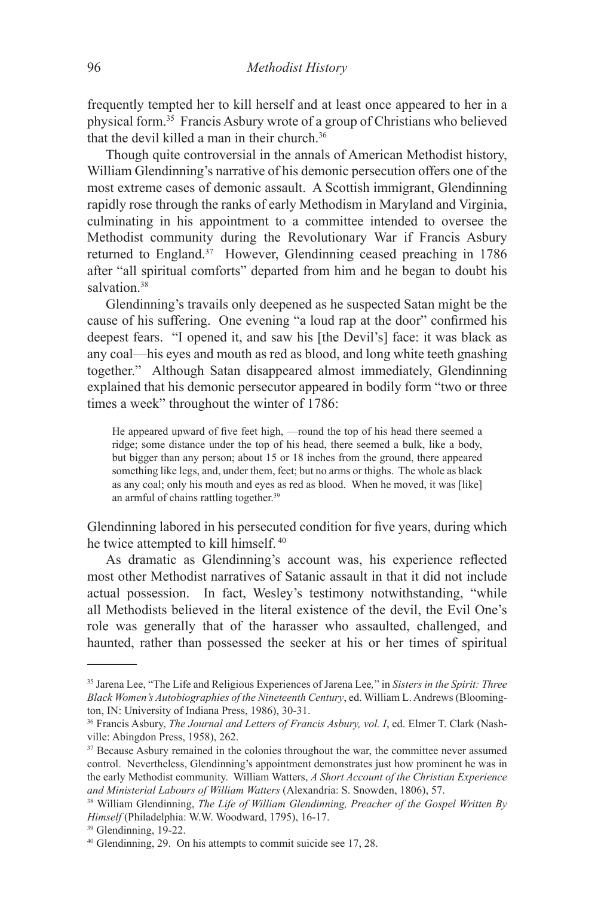frequently tempted her to kill herself and at least once appeared to her in a physical form.[35] Francis Asbury wrote of a group of Christians who believed that the devil killed a man in their church.[36]

Though quite controversial in the annals of American Methodist history, William Glendinning's narrative of his demonic persecution offers one of the most extreme cases of demonic assault. A Scottish immigrant, Glendinning rapidly rose through the ranks of early Methodism in Maryland and Virginia, culminating in his appointment to a committee intended to oversee the Methodist community during the Revolutionary War if Francis Asbury returned to England.[37] However, Glendinning ceased preaching in 1786 after "all spiritual comforts" departed from him and he began to doubt his salvation.[38]

Glendinning's travails only deepened as he suspected Satan might be the cause of his suffering. One evening "a loud rap at the door" confirmed his deepest fears. "I opened it, and saw his [the Devil's] face: it was black as any coal—his eyes and mouth as red as blood, and long white teeth gnashing together." Although Satan disappeared almost immediately, Glendinning explained that his demonic persecutor appeared in bodily form "two or three times a week" throughout the winter of 1786:

> He appeared upward of five feet high, —round the top of his head there seemed a ridge; some distance under the top of his head, there seemed a bulk, like a body, but bigger than any person; about 15 or 18 inches from the ground, there appeared something like legs, and, under them, feet; but no arms or thighs. The whole as black as any coal; only his mouth and eyes as red as blood. When he moved, it was [like] an armful of chains rattling together.[39]

Glendinning labored in his persecuted condition for five years, during which he twice attempted to kill himself.[40]

As dramatic as Glendinning's account was, his experience reflected most other Methodist narratives of Satanic assault in that it did not include actual possession. In fact, Wesley's testimony notwithstanding, "while all Methodists believed in the literal existence of the devil, the Evil One's role was generally that of the harasser who assaulted, challenged, and haunted, rather than possessed the seeker at his or her times of spiritual

---

[35] Jarena Lee, "The Life and Religious Experiences of Jarena Lee," in *Sisters in the Spirit: Three Black Women's Autobiographies of the Nineteenth Century*, ed. William L. Andrews (Bloomington, IN: University of Indiana Press, 1986), 30-31.

[36] Francis Asbury, *The Journal and Letters of Francis Asbury, vol. I*, ed. Elmer T. Clark (Nashville: Abingdon Press, 1958), 262.

[37] Because Asbury remained in the colonies throughout the war, the committee never assumed control. Nevertheless, Glendinning's appointment demonstrates just how prominent he was in the early Methodist community. William Watters, *A Short Account of the Christian Experience and Ministerial Labours of William Watters* (Alexandria: S. Snowden, 1806), 57.

[38] William Glendinning, *The Life of William Glendinning, Preacher of the Gospel Written By Himself* (Philadelphia: W.W. Woodward, 1795), 16-17.

[39] Glendinning, 19-22.

[40] Glendinning, 29. On his attempts to commit suicide see 17, 28.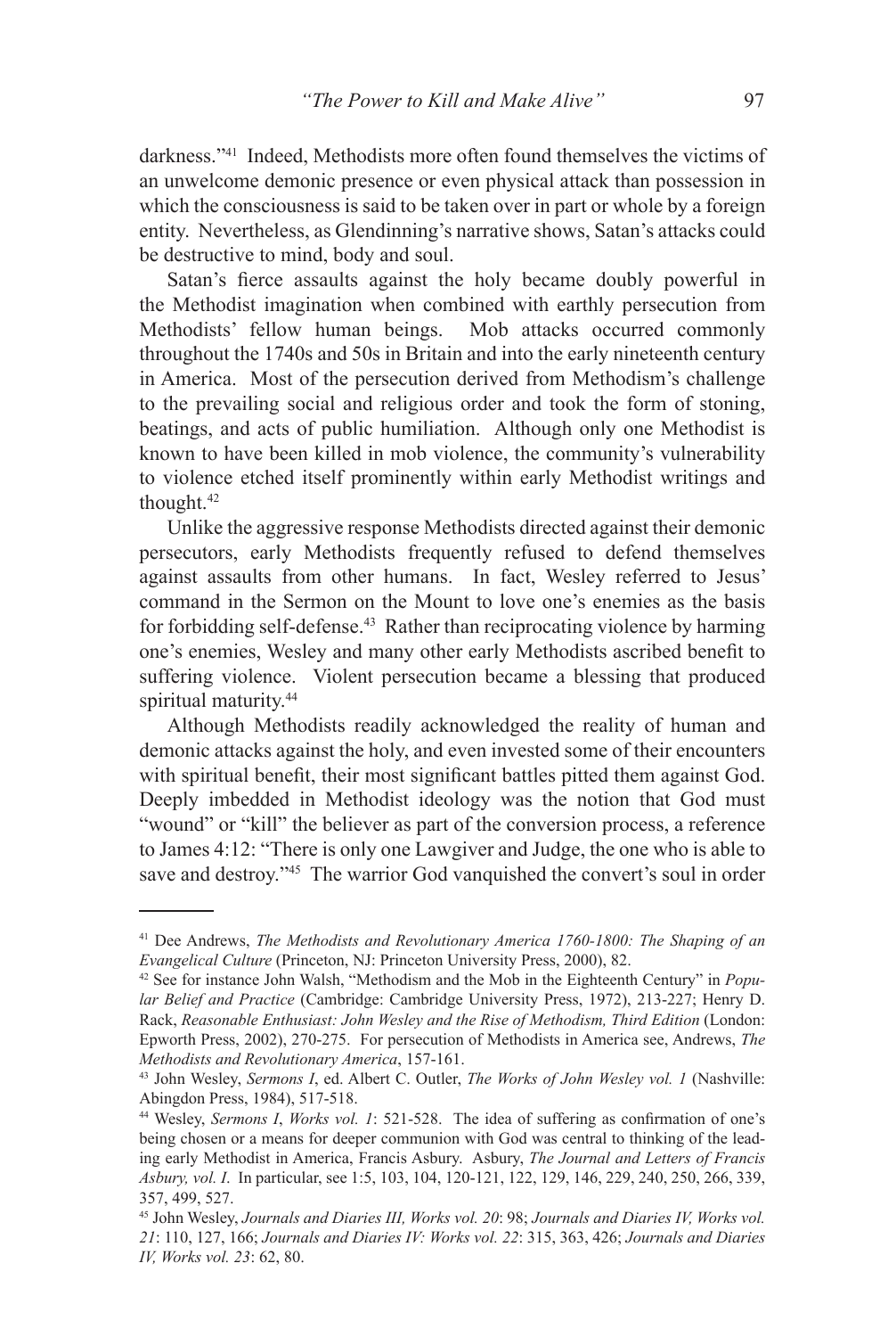darkness."[41] Indeed, Methodists more often found themselves the victims of an unwelcome demonic presence or even physical attack than possession in which the consciousness is said to be taken over in part or whole by a foreign entity. Nevertheless, as Glendinning's narrative shows, Satan's attacks could be destructive to mind, body and soul.

Satan's fierce assaults against the holy became doubly powerful in the Methodist imagination when combined with earthly persecution from Methodists' fellow human beings. Mob attacks occurred commonly throughout the 1740s and 50s in Britain and into the early nineteenth century in America. Most of the persecution derived from Methodism's challenge to the prevailing social and religious order and took the form of stoning, beatings, and acts of public humiliation. Although only one Methodist is known to have been killed in mob violence, the community's vulnerability to violence etched itself prominently within early Methodist writings and thought.[42]

Unlike the aggressive response Methodists directed against their demonic persecutors, early Methodists frequently refused to defend themselves against assaults from other humans. In fact, Wesley referred to Jesus' command in the Sermon on the Mount to love one's enemies as the basis for forbidding self-defense.[43] Rather than reciprocating violence by harming one's enemies, Wesley and many other early Methodists ascribed benefit to suffering violence. Violent persecution became a blessing that produced spiritual maturity.[44]

Although Methodists readily acknowledged the reality of human and demonic attacks against the holy, and even invested some of their encounters with spiritual benefit, their most significant battles pitted them against God. Deeply imbedded in Methodist ideology was the notion that God must "wound" or "kill" the believer as part of the conversion process, a reference to James 4:12: "There is only one Lawgiver and Judge, the one who is able to save and destroy."[45] The warrior God vanquished the convert's soul in order

---

[41] Dee Andrews, *The Methodists and Revolutionary America 1760-1800: The Shaping of an Evangelical Culture* (Princeton, NJ: Princeton University Press, 2000), 82.

[42] See for instance John Walsh, "Methodism and the Mob in the Eighteenth Century" in *Popular Belief and Practice* (Cambridge: Cambridge University Press, 1972), 213-227; Henry D. Rack, *Reasonable Enthusiast: John Wesley and the Rise of Methodism, Third Edition* (London: Epworth Press, 2002), 270-275. For persecution of Methodists in America see, Andrews, *The Methodists and Revolutionary America*, 157-161.

[43] John Wesley, *Sermons I*, ed. Albert C. Outler, *The Works of John Wesley vol. 1* (Nashville: Abingdon Press, 1984), 517-518.

[44] Wesley, *Sermons I*, *Works vol. 1*: 521-528. The idea of suffering as confirmation of one's being chosen or a means for deeper communion with God was central to thinking of the leading early Methodist in America, Francis Asbury. Asbury, *The Journal and Letters of Francis Asbury, vol. I*. In particular, see 1:5, 103, 104, 120-121, 122, 129, 146, 229, 240, 250, 266, 339, 357, 499, 527.

[45] John Wesley, *Journals and Diaries III, Works vol. 20*: 98; *Journals and Diaries IV, Works vol. 21*: 110, 127, 166; *Journals and Diaries IV: Works vol. 22*: 315, 363, 426; *Journals and Diaries IV, Works vol. 23*: 62, 80.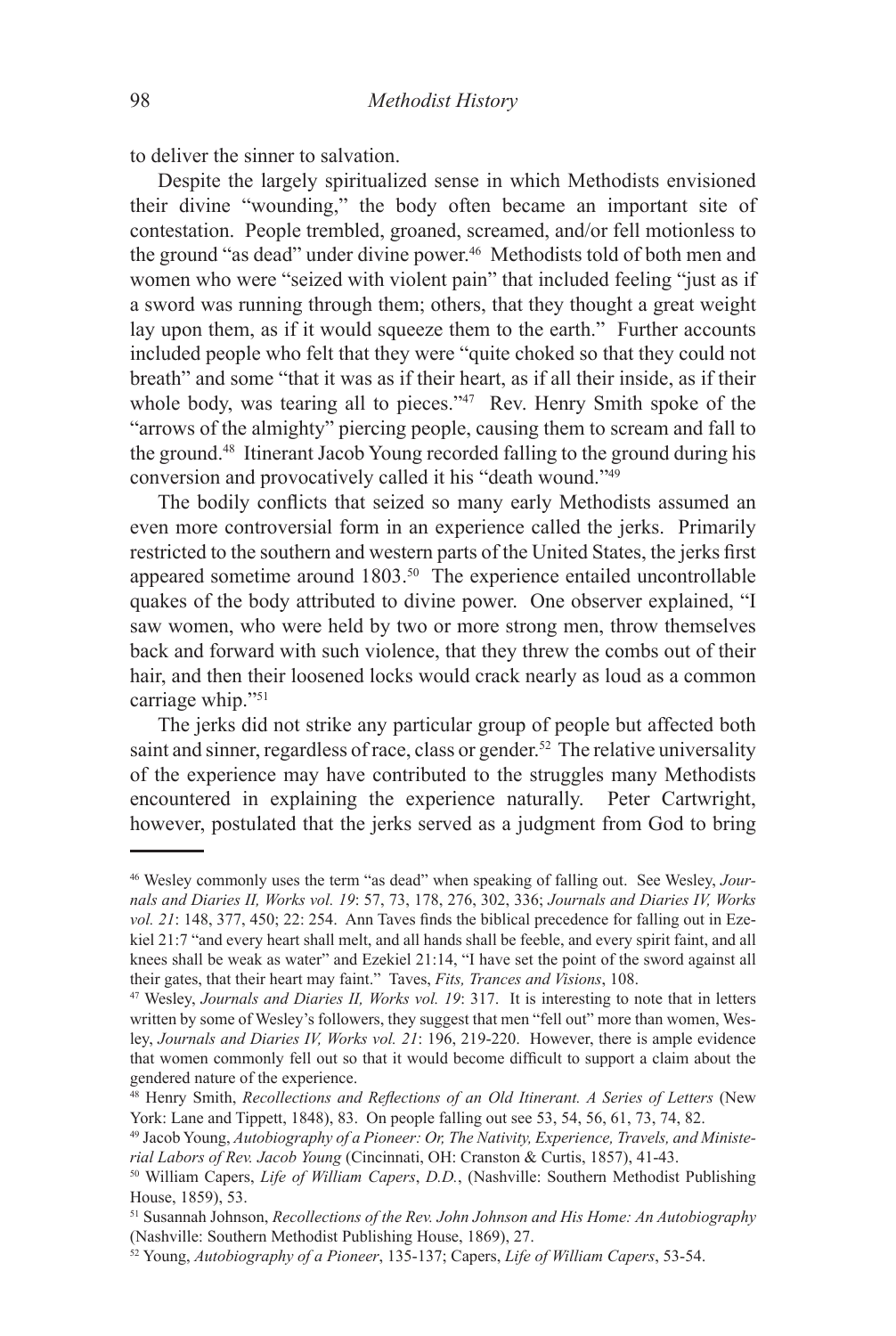to deliver the sinner to salvation.

Despite the largely spiritualized sense in which Methodists envisioned their divine "wounding," the body often became an important site of contestation. People trembled, groaned, screamed, and/or fell motionless to the ground "as dead" under divine power.[46] Methodists told of both men and women who were "seized with violent pain" that included feeling "just as if a sword was running through them; others, that they thought a great weight lay upon them, as if it would squeeze them to the earth." Further accounts included people who felt that they were "quite choked so that they could not breath" and some "that it was as if their heart, as if all their inside, as if their whole body, was tearing all to pieces."[47] Rev. Henry Smith spoke of the "arrows of the almighty" piercing people, causing them to scream and fall to the ground.[48] Itinerant Jacob Young recorded falling to the ground during his conversion and provocatively called it his "death wound."[49]

The bodily conflicts that seized so many early Methodists assumed an even more controversial form in an experience called the jerks. Primarily restricted to the southern and western parts of the United States, the jerks first appeared sometime around 1803.[50] The experience entailed uncontrollable quakes of the body attributed to divine power. One observer explained, "I saw women, who were held by two or more strong men, throw themselves back and forward with such violence, that they threw the combs out of their hair, and then their loosened locks would crack nearly as loud as a common carriage whip."[51]

The jerks did not strike any particular group of people but affected both saint and sinner, regardless of race, class or gender.[52] The relative universality of the experience may have contributed to the struggles many Methodists encountered in explaining the experience naturally. Peter Cartwright, however, postulated that the jerks served as a judgment from God to bring

---

[46] Wesley commonly uses the term "as dead" when speaking of falling out. See Wesley, *Journals and Diaries II, Works vol. 19*: 57, 73, 178, 276, 302, 336; *Journals and Diaries IV, Works vol. 21*: 148, 377, 450; 22: 254. Ann Taves finds the biblical precedence for falling out in Ezekiel 21:7 "and every heart shall melt, and all hands shall be feeble, and every spirit faint, and all knees shall be weak as water" and Ezekiel 21:14, "I have set the point of the sword against all their gates, that their heart may faint." Taves, *Fits, Trances and Visions*, 108.

[47] Wesley, *Journals and Diaries II, Works vol. 19*: 317. It is interesting to note that in letters written by some of Wesley's followers, they suggest that men "fell out" more than women, Wesley, *Journals and Diaries IV, Works vol. 21*: 196, 219-220. However, there is ample evidence that women commonly fell out so that it would become difficult to support a claim about the gendered nature of the experience.

[48] Henry Smith, *Recollections and Reflections of an Old Itinerant. A Series of Letters* (New York: Lane and Tippett, 1848), 83. On people falling out see 53, 54, 56, 61, 73, 74, 82.

[49] Jacob Young, *Autobiography of a Pioneer: Or, The Nativity, Experience, Travels, and Ministerial Labors of Rev. Jacob Young* (Cincinnati, OH: Cranston & Curtis, 1857), 41-43.

[50] William Capers, *Life of William Capers, D.D.*, (Nashville: Southern Methodist Publishing House, 1859), 53.

[51] Susannah Johnson, *Recollections of the Rev. John Johnson and His Home: An Autobiography* (Nashville: Southern Methodist Publishing House, 1869), 27.

[52] Young, *Autobiography of a Pioneer*, 135-137; Capers, *Life of William Capers*, 53-54.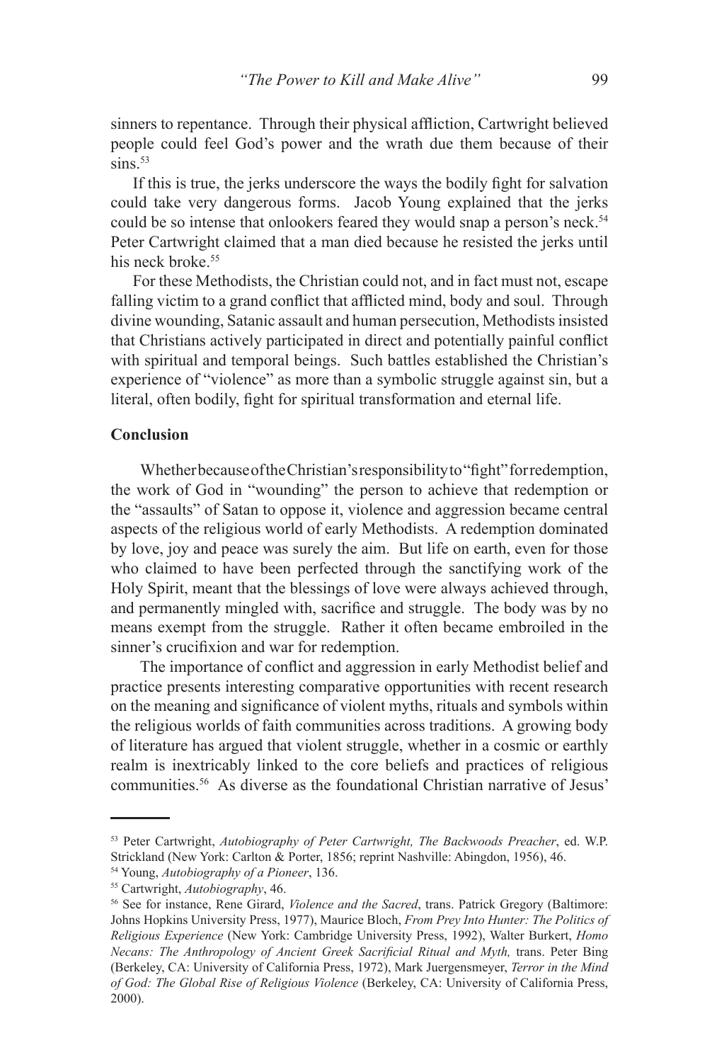sinners to repentance. Through their physical affliction, Cartwright believed people could feel God's power and the wrath due them because of their sins.[53]

If this is true, the jerks underscore the ways the bodily fight for salvation could take very dangerous forms. Jacob Young explained that the jerks could be so intense that onlookers feared they would snap a person's neck.[54] Peter Cartwright claimed that a man died because he resisted the jerks until his neck broke.[55]

For these Methodists, the Christian could not, and in fact must not, escape falling victim to a grand conflict that afflicted mind, body and soul. Through divine wounding, Satanic assault and human persecution, Methodists insisted that Christians actively participated in direct and potentially painful conflict with spiritual and temporal beings. Such battles established the Christian's experience of "violence" as more than a symbolic struggle against sin, but a literal, often bodily, fight for spiritual transformation and eternal life.

**Conclusion**

Whether because of the Christian's responsibility to "fight" for redemption, the work of God in "wounding" the person to achieve that redemption or the "assaults" of Satan to oppose it, violence and aggression became central aspects of the religious world of early Methodists. A redemption dominated by love, joy and peace was surely the aim. But life on earth, even for those who claimed to have been perfected through the sanctifying work of the Holy Spirit, meant that the blessings of love were always achieved through, and permanently mingled with, sacrifice and struggle. The body was by no means exempt from the struggle. Rather it often became embroiled in the sinner's crucifixion and war for redemption.

The importance of conflict and aggression in early Methodist belief and practice presents interesting comparative opportunities with recent research on the meaning and significance of violent myths, rituals and symbols within the religious worlds of faith communities across traditions. A growing body of literature has argued that violent struggle, whether in a cosmic or earthly realm is inextricably linked to the core beliefs and practices of religious communities.[56] As diverse as the foundational Christian narrative of Jesus'

---

[53] Peter Cartwright, *Autobiography of Peter Cartwright, The Backwoods Preacher*, ed. W.P. Strickland (New York: Carlton & Porter, 1856; reprint Nashville: Abingdon, 1956), 46.

[54] Young, *Autobiography of a Pioneer*, 136.

[55] Cartwright, *Autobiography*, 46.

[56] See for instance, Rene Girard, *Violence and the Sacred*, trans. Patrick Gregory (Baltimore: Johns Hopkins University Press, 1977), Maurice Bloch, *From Prey Into Hunter: The Politics of Religious Experience* (New York: Cambridge University Press, 1992), Walter Burkert, *Homo Necans: The Anthropology of Ancient Greek Sacrificial Ritual and Myth,* trans. Peter Bing (Berkeley, CA: University of California Press, 1972), Mark Juergensmeyer, *Terror in the Mind of God: The Global Rise of Religious Violence* (Berkeley, CA: University of California Press, 2000).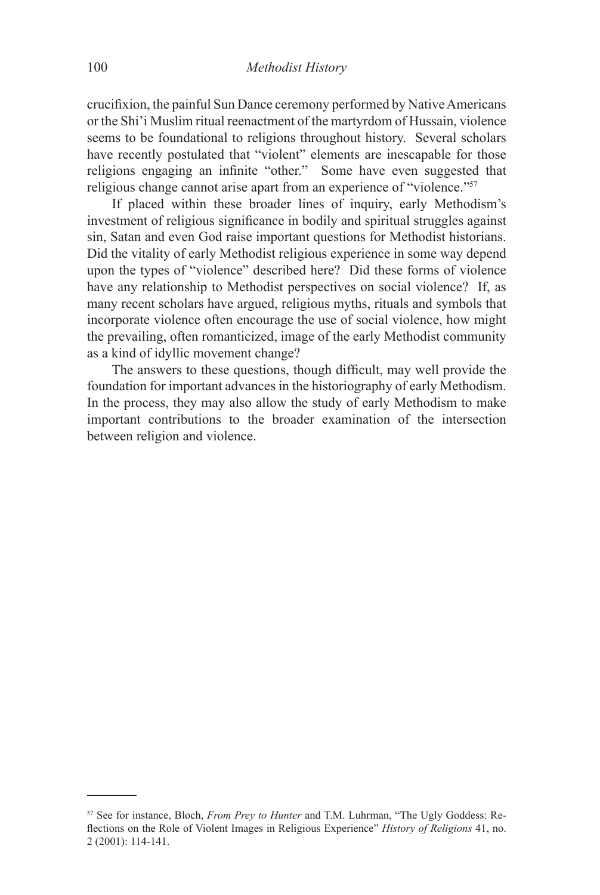crucifixion, the painful Sun Dance ceremony performed by Native Americans or the Shi'i Muslim ritual reenactment of the martyrdom of Hussain, violence seems to be foundational to religions throughout history. Several scholars have recently postulated that "violent" elements are inescapable for those religions engaging an infinite "other." Some have even suggested that religious change cannot arise apart from an experience of "violence."[57]

If placed within these broader lines of inquiry, early Methodism's investment of religious significance in bodily and spiritual struggles against sin, Satan and even God raise important questions for Methodist historians. Did the vitality of early Methodist religious experience in some way depend upon the types of "violence" described here? Did these forms of violence have any relationship to Methodist perspectives on social violence? If, as many recent scholars have argued, religious myths, rituals and symbols that incorporate violence often encourage the use of social violence, how might the prevailing, often romanticized, image of the early Methodist community as a kind of idyllic movement change?

The answers to these questions, though difficult, may well provide the foundation for important advances in the historiography of early Methodism. In the process, they may also allow the study of early Methodism to make important contributions to the broader examination of the intersection between religion and violence.

---

[57] See for instance, Bloch, *From Prey to Hunter* and T.M. Luhrman, "The Ugly Goddess: Reflections on the Role of Violent Images in Religious Experience" *History of Religions* 41, no. 2 (2001): 114-141.